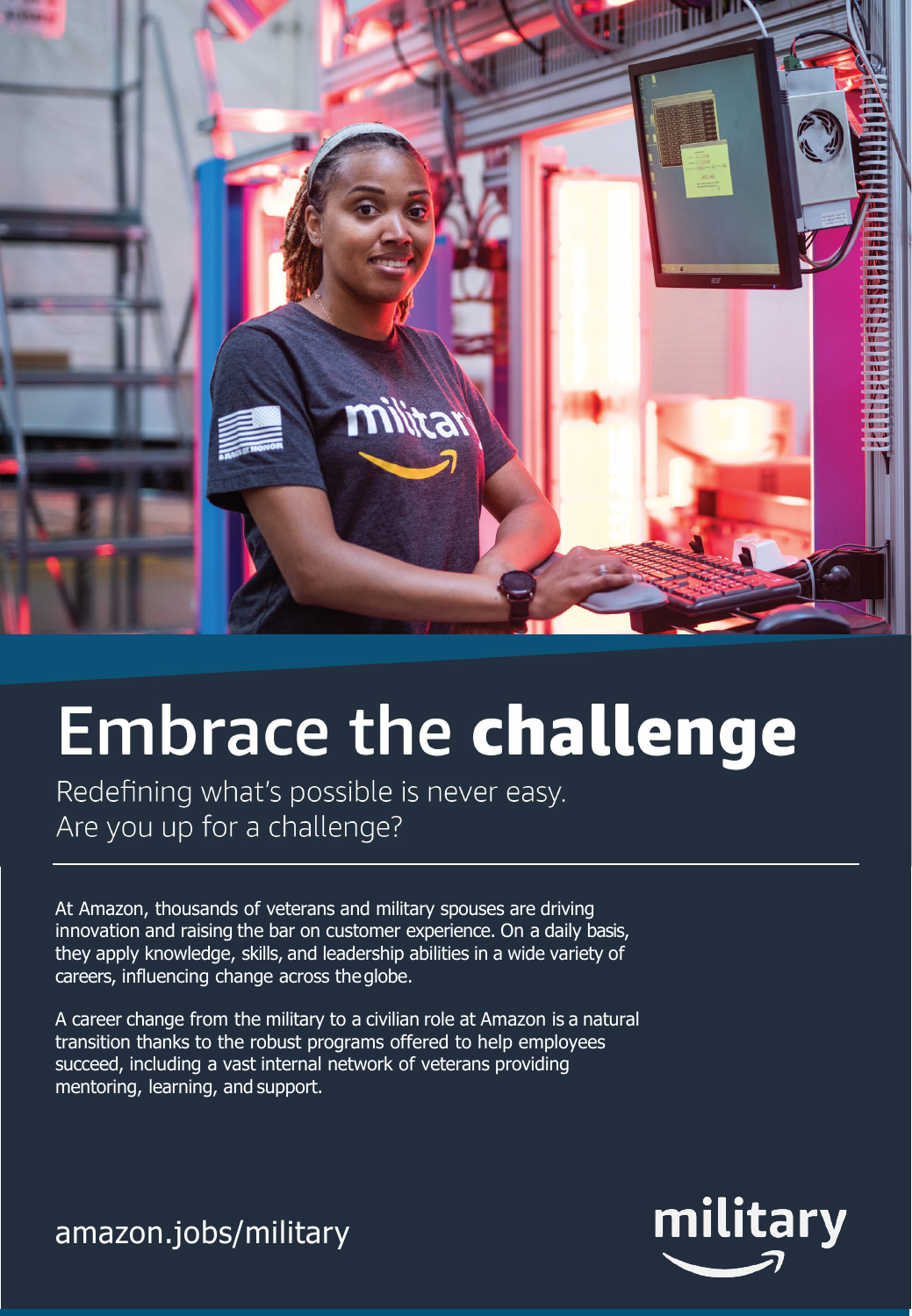# Embrace the **challenge**

Redefining what's possible is never easy.
Are you up for a challenge?

---

At Amazon, thousands of veterans and military spouses are driving innovation and raising the bar on customer experience. On a daily basis, they apply knowledge, skills, and leadership abilities in a wide variety of careers, influencing change across the globe.

A career change from the military to a civilian role at Amazon is a natural transition thanks to the robust programs offered to help employees succeed, including a vast internal network of veterans providing mentoring, learning, and support.

amazon.jobs/military

military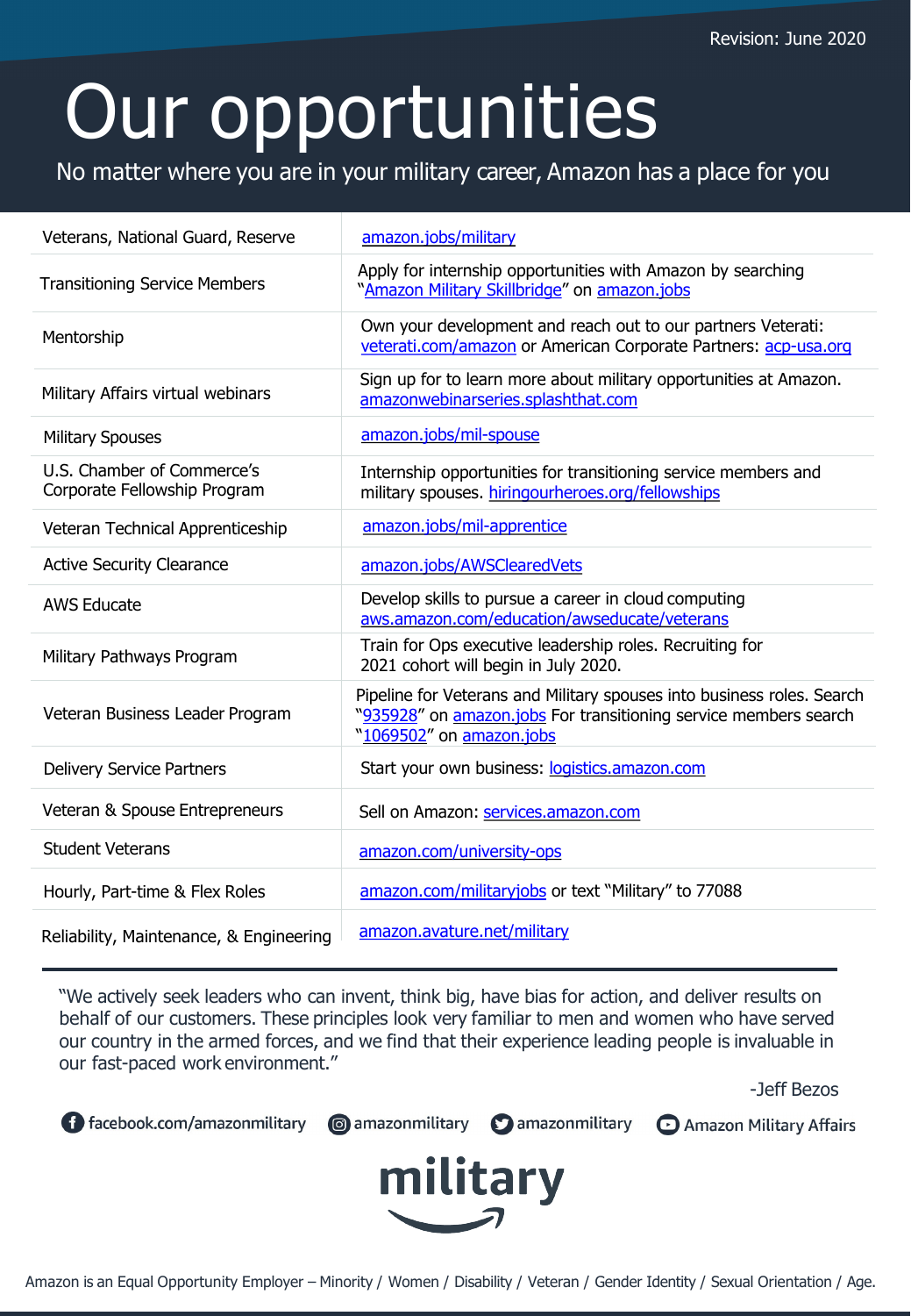Revision: June 2020

# Our opportunities

No matter where you are in your military career, Amazon has a place for you

| | |
|---|---|
| Veterans, National Guard, Reserve | amazon.jobs/military |
| Transitioning Service Members | Apply for internship opportunities with Amazon by searching "Amazon Military Skillbridge" on amazon.jobs |
| Mentorship | Own your development and reach out to our partners Veterati: veterati.com/amazon or American Corporate Partners: acp-usa.org |
| Military Affairs virtual webinars | Sign up for to learn more about military opportunities at Amazon. amazonwebinarseries.splashthat.com |
| Military Spouses | amazon.jobs/mil-spouse |
| U.S. Chamber of Commerce's Corporate Fellowship Program | Internship opportunities for transitioning service members and military spouses. hiringourheroes.org/fellowships |
| Veteran Technical Apprenticeship | amazon.jobs/mil-apprentice |
| Active Security Clearance | amazon.jobs/AWSClearedVets |
| AWS Educate | Develop skills to pursue a career in cloud computing aws.amazon.com/education/awseducate/veterans |
| Military Pathways Program | Train for Ops executive leadership roles. Recruiting for 2021 cohort will begin in July 2020. |
| Veteran Business Leader Program | Pipeline for Veterans and Military spouses into business roles. Search "935928" on amazon.jobs For transitioning service members search "1069502" on amazon.jobs |
| Delivery Service Partners | Start your own business: logistics.amazon.com |
| Veteran & Spouse Entrepreneurs | Sell on Amazon: services.amazon.com |
| Student Veterans | amazon.com/university-ops |
| Hourly, Part-time & Flex Roles | amazon.com/militaryjobs or text "Military" to 77088 |
| Reliability, Maintenance, & Engineering | amazon.avature.net/military |

"We actively seek leaders who can invent, think big, have bias for action, and deliver results on behalf of our customers. These principles look very familiar to men and women who have served our country in the armed forces, and we find that their experience leading people is invaluable in our fast-paced work environment."

-Jeff Bezos

facebook.com/amazonmilitary amazonmilitary amazonmilitary Amazon Military Affairs

military

Amazon is an Equal Opportunity Employer – Minority / Women / Disability / Veteran / Gender Identity / Sexual Orientation / Age.